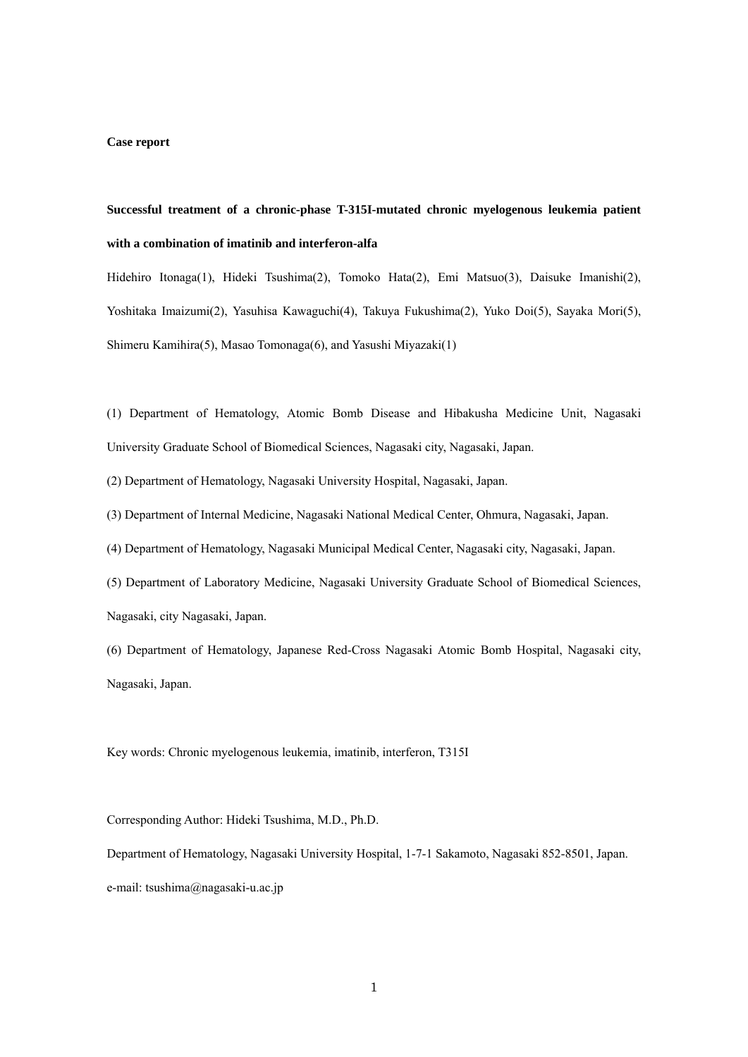**Case report**

# Successful treatment of a chronic-phase T-315I-mutated chronic myelogenous leukemia patient with a combination of imatinib and interferon-alfa

Hidehiro Itonaga(1), Hideki Tsushima(2), Tomoko Hata(2), Emi Matsuo(3), Daisuke Imanishi(2), Yoshitaka Imaizumi(2), Yasuhisa Kawaguchi(4), Takuya Fukushima(2), Yuko Doi(5), Sayaka Mori(5), Shimeru Kamihira(5), Masao Tomonaga(6), and Yasushi Miyazaki(1)

(1) Department of Hematology, Atomic Bomb Disease and Hibakusha Medicine Unit, Nagasaki University Graduate School of Biomedical Sciences, Nagasaki city, Nagasaki, Japan.

(2) Department of Hematology, Nagasaki University Hospital, Nagasaki, Japan.

(3) Department of Internal Medicine, Nagasaki National Medical Center, Ohmura, Nagasaki, Japan.

(4) Department of Hematology, Nagasaki Municipal Medical Center, Nagasaki city, Nagasaki, Japan.

(5) Department of Laboratory Medicine, Nagasaki University Graduate School of Biomedical Sciences, Nagasaki, city Nagasaki, Japan.

(6) Department of Hematology, Japanese Red-Cross Nagasaki Atomic Bomb Hospital, Nagasaki city, Nagasaki, Japan.

Key words: Chronic myelogenous leukemia, imatinib, interferon, T315I

Corresponding Author: Hideki Tsushima, M.D., Ph.D.

Department of Hematology, Nagasaki University Hospital, 1-7-1 Sakamoto, Nagasaki 852-8501, Japan.

e-mail: tsushima@nagasaki-u.ac.jp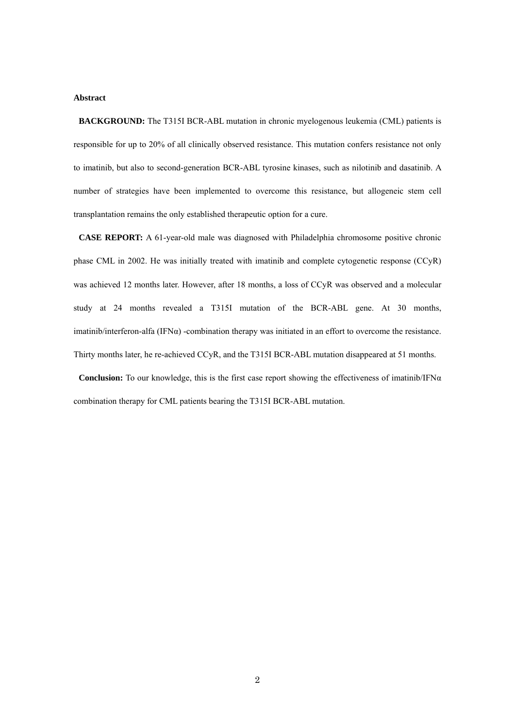**Abstract**

**BACKGROUND:** The T315I BCR-ABL mutation in chronic myelogenous leukemia (CML) patients is responsible for up to 20% of all clinically observed resistance. This mutation confers resistance not only to imatinib, but also to second-generation BCR-ABL tyrosine kinases, such as nilotinib and dasatinib. A number of strategies have been implemented to overcome this resistance, but allogeneic stem cell transplantation remains the only established therapeutic option for a cure.

**CASE REPORT:** A 61-year-old male was diagnosed with Philadelphia chromosome positive chronic phase CML in 2002. He was initially treated with imatinib and complete cytogenetic response (CCyR) was achieved 12 months later. However, after 18 months, a loss of CCyR was observed and a molecular study at 24 months revealed a T315I mutation of the BCR-ABL gene. At 30 months, imatinib/interferon-alfa (IFNα) -combination therapy was initiated in an effort to overcome the resistance. Thirty months later, he re-achieved CCyR, and the T315I BCR-ABL mutation disappeared at 51 months.

**Conclusion:** To our knowledge, this is the first case report showing the effectiveness of imatinib/IFNα combination therapy for CML patients bearing the T315I BCR-ABL mutation.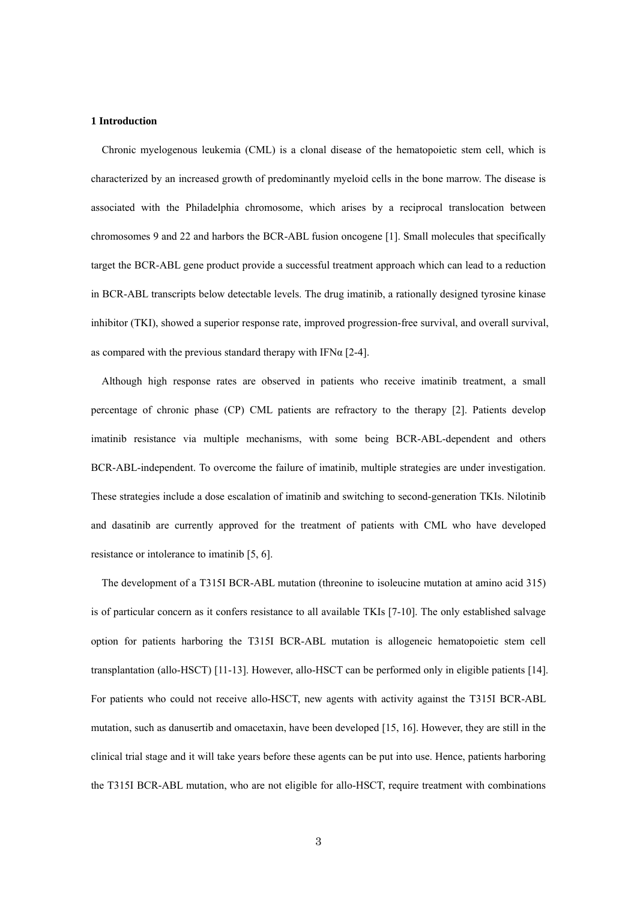## 1 Introduction

Chronic myelogenous leukemia (CML) is a clonal disease of the hematopoietic stem cell, which is characterized by an increased growth of predominantly myeloid cells in the bone marrow. The disease is associated with the Philadelphia chromosome, which arises by a reciprocal translocation between chromosomes 9 and 22 and harbors the BCR-ABL fusion oncogene [1]. Small molecules that specifically target the BCR-ABL gene product provide a successful treatment approach which can lead to a reduction in BCR-ABL transcripts below detectable levels. The drug imatinib, a rationally designed tyrosine kinase inhibitor (TKI), showed a superior response rate, improved progression-free survival, and overall survival, as compared with the previous standard therapy with IFNα [2-4].

Although high response rates are observed in patients who receive imatinib treatment, a small percentage of chronic phase (CP) CML patients are refractory to the therapy [2]. Patients develop imatinib resistance via multiple mechanisms, with some being BCR-ABL-dependent and others BCR-ABL-independent. To overcome the failure of imatinib, multiple strategies are under investigation. These strategies include a dose escalation of imatinib and switching to second-generation TKIs. Nilotinib and dasatinib are currently approved for the treatment of patients with CML who have developed resistance or intolerance to imatinib [5, 6].

The development of a T315I BCR-ABL mutation (threonine to isoleucine mutation at amino acid 315) is of particular concern as it confers resistance to all available TKIs [7-10]. The only established salvage option for patients harboring the T315I BCR-ABL mutation is allogeneic hematopoietic stem cell transplantation (allo-HSCT) [11-13]. However, allo-HSCT can be performed only in eligible patients [14]. For patients who could not receive allo-HSCT, new agents with activity against the T315I BCR-ABL mutation, such as danusertib and omacetaxin, have been developed [15, 16]. However, they are still in the clinical trial stage and it will take years before these agents can be put into use. Hence, patients harboring the T315I BCR-ABL mutation, who are not eligible for allo-HSCT, require treatment with combinations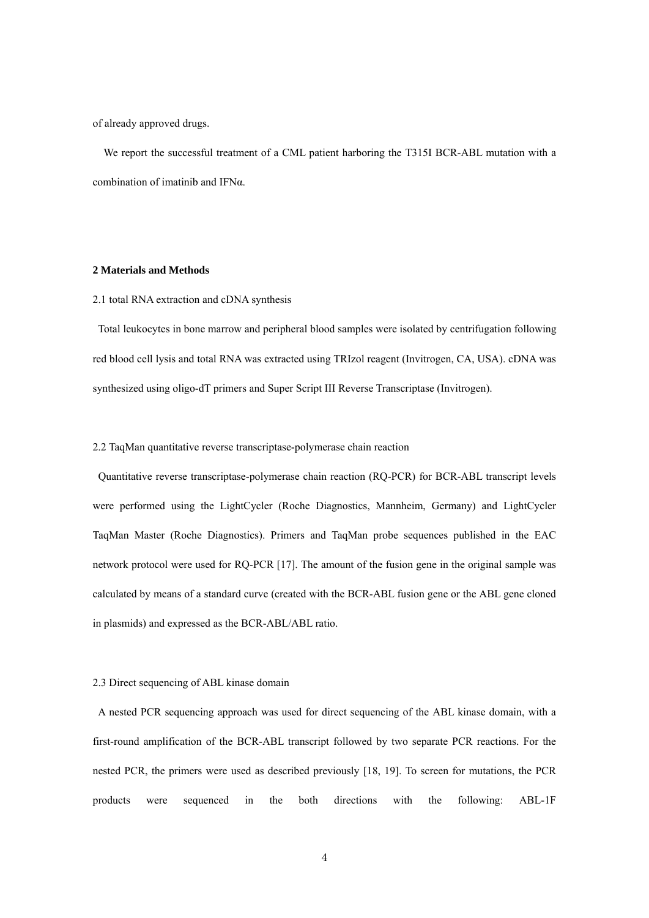of already approved drugs.

We report the successful treatment of a CML patient harboring the T315I BCR-ABL mutation with a combination of imatinib and IFNα.

## 2 Materials and Methods

### 2.1 total RNA extraction and cDNA synthesis

Total leukocytes in bone marrow and peripheral blood samples were isolated by centrifugation following red blood cell lysis and total RNA was extracted using TRIzol reagent (Invitrogen, CA, USA). cDNA was synthesized using oligo-dT primers and Super Script III Reverse Transcriptase (Invitrogen).

### 2.2 TaqMan quantitative reverse transcriptase-polymerase chain reaction

Quantitative reverse transcriptase-polymerase chain reaction (RQ-PCR) for BCR-ABL transcript levels were performed using the LightCycler (Roche Diagnostics, Mannheim, Germany) and LightCycler TaqMan Master (Roche Diagnostics). Primers and TaqMan probe sequences published in the EAC network protocol were used for RQ-PCR [17]. The amount of the fusion gene in the original sample was calculated by means of a standard curve (created with the BCR-ABL fusion gene or the ABL gene cloned in plasmids) and expressed as the BCR-ABL/ABL ratio.

### 2.3 Direct sequencing of ABL kinase domain

A nested PCR sequencing approach was used for direct sequencing of the ABL kinase domain, with a first-round amplification of the BCR-ABL transcript followed by two separate PCR reactions. For the nested PCR, the primers were used as described previously [18, 19]. To screen for mutations, the PCR products were sequenced in the both directions with the following: ABL-1F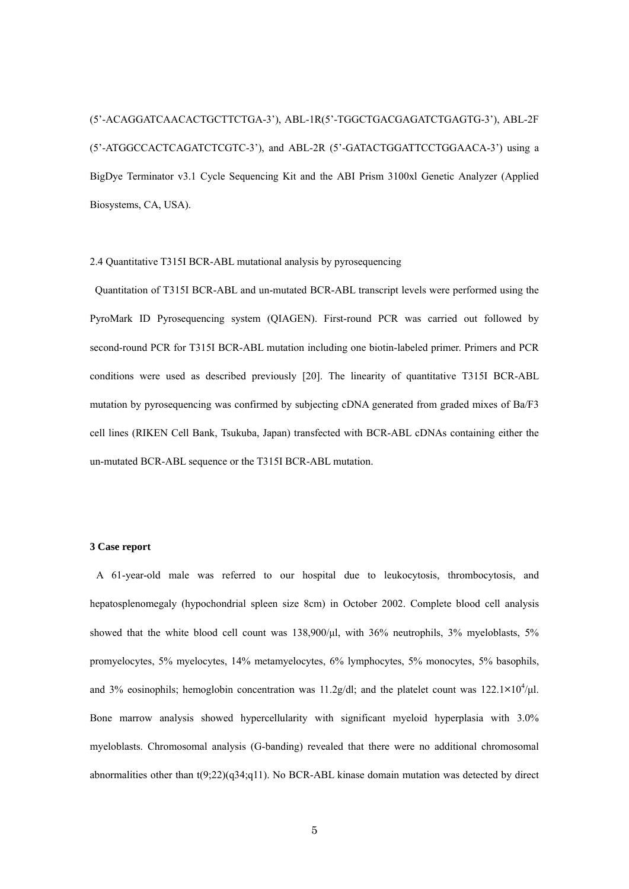(5'-ACAGGATCAACACTGCTTCTGA-3'), ABL-1R(5'-TGGCTGACGAGATCTGAGTG-3'), ABL-2F (5'-ATGGCCACTCAGATCTCGTC-3'), and ABL-2R (5'-GATACTGGATTCCTGGAACA-3') using a BigDye Terminator v3.1 Cycle Sequencing Kit and the ABI Prism 3100xl Genetic Analyzer (Applied Biosystems, CA, USA).

2.4 Quantitative T315I BCR-ABL mutational analysis by pyrosequencing

Quantitation of T315I BCR-ABL and un-mutated BCR-ABL transcript levels were performed using the PyroMark ID Pyrosequencing system (QIAGEN). First-round PCR was carried out followed by second-round PCR for T315I BCR-ABL mutation including one biotin-labeled primer. Primers and PCR conditions were used as described previously [20]. The linearity of quantitative T315I BCR-ABL mutation by pyrosequencing was confirmed by subjecting cDNA generated from graded mixes of Ba/F3 cell lines (RIKEN Cell Bank, Tsukuba, Japan) transfected with BCR-ABL cDNAs containing either the un-mutated BCR-ABL sequence or the T315I BCR-ABL mutation.

**3 Case report**

A 61-year-old male was referred to our hospital due to leukocytosis, thrombocytosis, and hepatosplenomegaly (hypochondrial spleen size 8cm) in October 2002. Complete blood cell analysis showed that the white blood cell count was 138,900/μl, with 36% neutrophils, 3% myeloblasts, 5% promyelocytes, 5% myelocytes, 14% metamyelocytes, 6% lymphocytes, 5% monocytes, 5% basophils, and 3% eosinophils; hemoglobin concentration was 11.2g/dl; and the platelet count was $122.1 \times 10^4$/μl. Bone marrow analysis showed hypercellularity with significant myeloid hyperplasia with 3.0% myeloblasts. Chromosomal analysis (G-banding) revealed that there were no additional chromosomal abnormalities other than t(9;22)(q34;q11). No BCR-ABL kinase domain mutation was detected by direct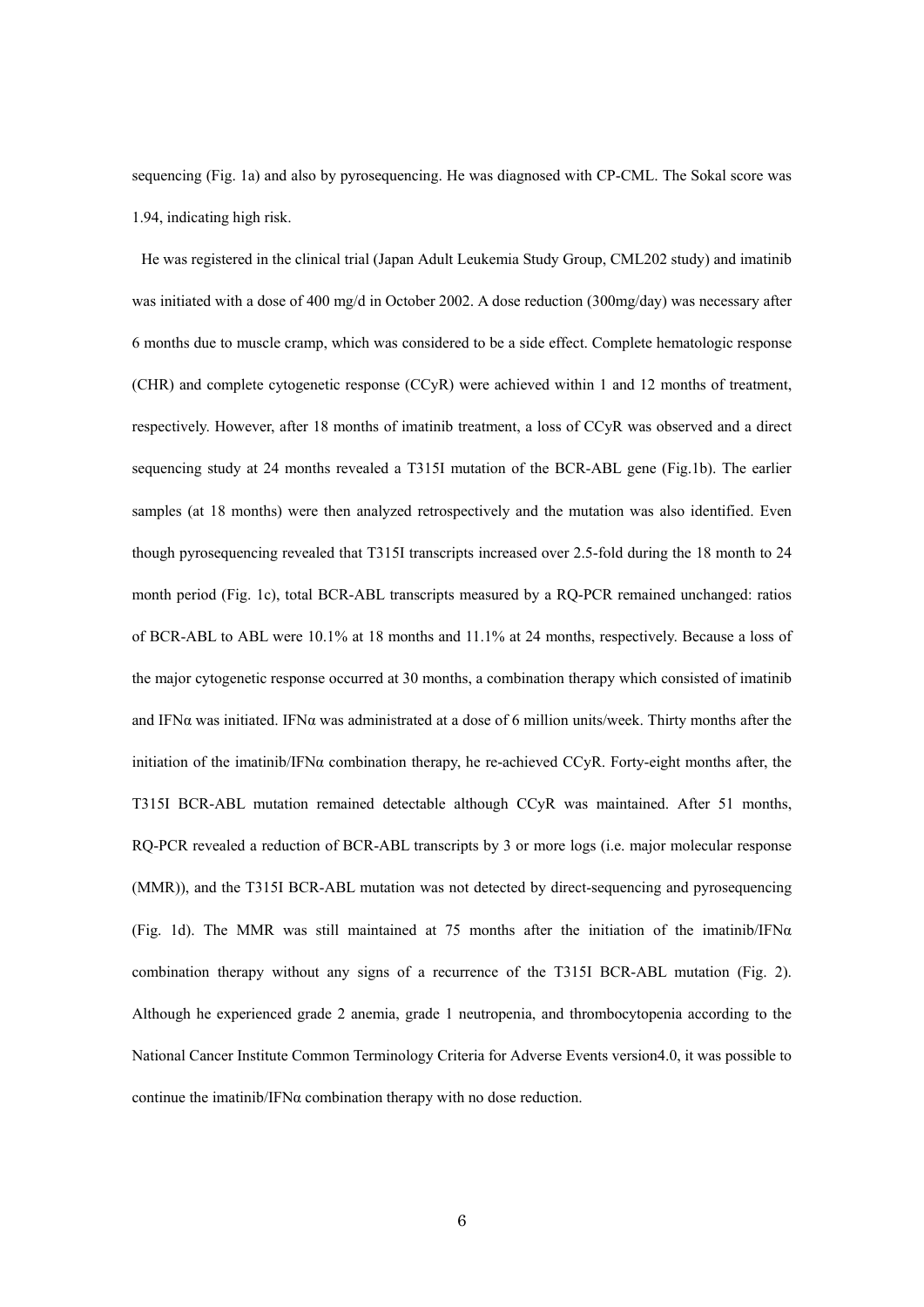sequencing (Fig. 1a) and also by pyrosequencing. He was diagnosed with CP-CML. The Sokal score was 1.94, indicating high risk.

He was registered in the clinical trial (Japan Adult Leukemia Study Group, CML202 study) and imatinib was initiated with a dose of 400 mg/d in October 2002. A dose reduction (300mg/day) was necessary after 6 months due to muscle cramp, which was considered to be a side effect. Complete hematologic response (CHR) and complete cytogenetic response (CCyR) were achieved within 1 and 12 months of treatment, respectively. However, after 18 months of imatinib treatment, a loss of CCyR was observed and a direct sequencing study at 24 months revealed a T315I mutation of the BCR-ABL gene (Fig.1b). The earlier samples (at 18 months) were then analyzed retrospectively and the mutation was also identified. Even though pyrosequencing revealed that T315I transcripts increased over 2.5-fold during the 18 month to 24 month period (Fig. 1c), total BCR-ABL transcripts measured by a RQ-PCR remained unchanged: ratios of BCR-ABL to ABL were 10.1% at 18 months and 11.1% at 24 months, respectively. Because a loss of the major cytogenetic response occurred at 30 months, a combination therapy which consisted of imatinib and IFNα was initiated. IFNα was administrated at a dose of 6 million units/week. Thirty months after the initiation of the imatinib/IFNα combination therapy, he re-achieved CCyR. Forty-eight months after, the T315I BCR-ABL mutation remained detectable although CCyR was maintained. After 51 months, RQ-PCR revealed a reduction of BCR-ABL transcripts by 3 or more logs (i.e. major molecular response (MMR)), and the T315I BCR-ABL mutation was not detected by direct-sequencing and pyrosequencing (Fig. 1d). The MMR was still maintained at 75 months after the initiation of the imatinib/IFNα combination therapy without any signs of a recurrence of the T315I BCR-ABL mutation (Fig. 2). Although he experienced grade 2 anemia, grade 1 neutropenia, and thrombocytopenia according to the National Cancer Institute Common Terminology Criteria for Adverse Events version4.0, it was possible to continue the imatinib/IFNα combination therapy with no dose reduction.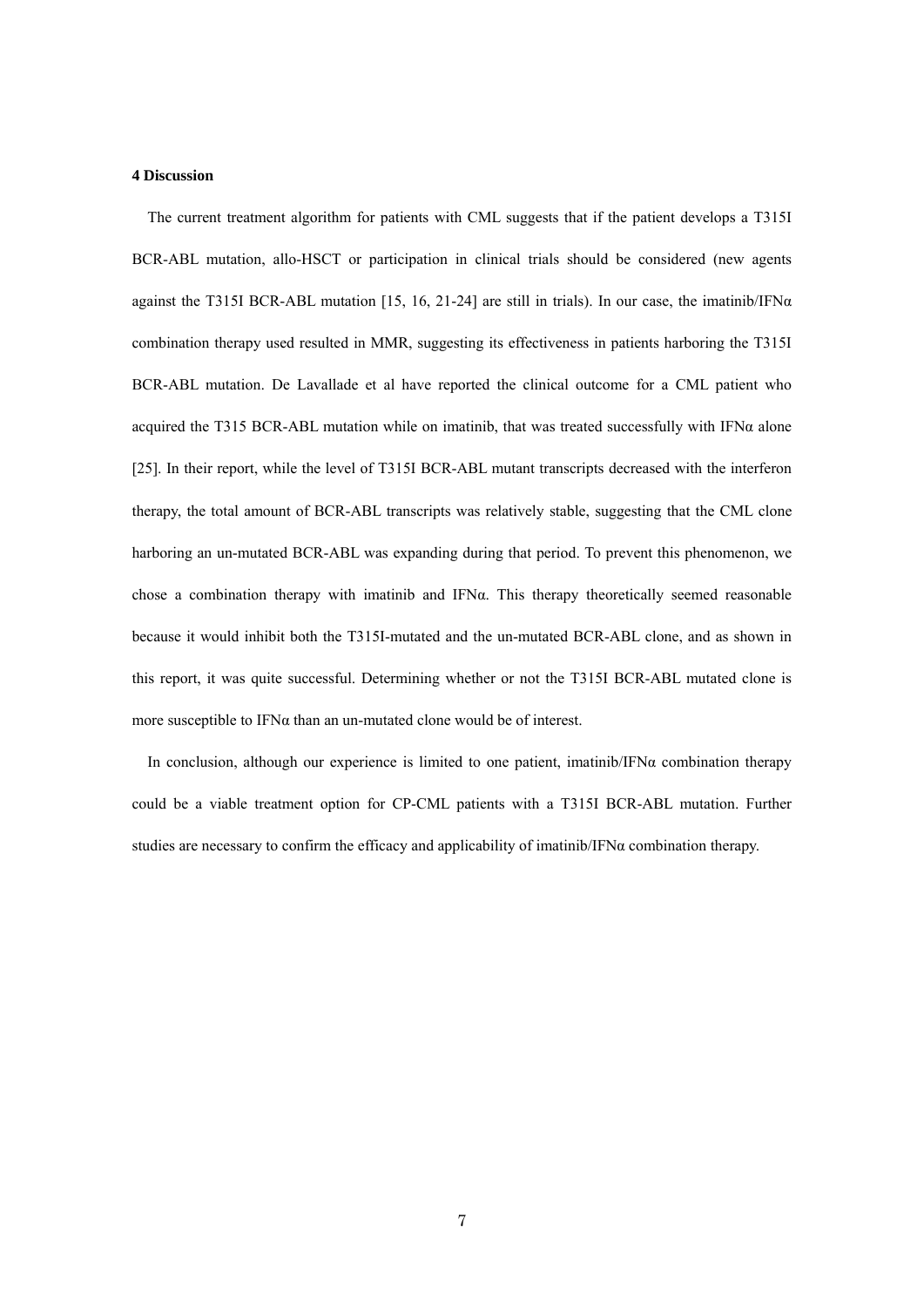**4 Discussion**

The current treatment algorithm for patients with CML suggests that if the patient develops a T315I BCR-ABL mutation, allo-HSCT or participation in clinical trials should be considered (new agents against the T315I BCR-ABL mutation [15, 16, 21-24] are still in trials). In our case, the imatinib/IFNα combination therapy used resulted in MMR, suggesting its effectiveness in patients harboring the T315I BCR-ABL mutation. De Lavallade et al have reported the clinical outcome for a CML patient who acquired the T315 BCR-ABL mutation while on imatinib, that was treated successfully with IFNα alone [25]. In their report, while the level of T315I BCR-ABL mutant transcripts decreased with the interferon therapy, the total amount of BCR-ABL transcripts was relatively stable, suggesting that the CML clone harboring an un-mutated BCR-ABL was expanding during that period. To prevent this phenomenon, we chose a combination therapy with imatinib and IFNα. This therapy theoretically seemed reasonable because it would inhibit both the T315I-mutated and the un-mutated BCR-ABL clone, and as shown in this report, it was quite successful. Determining whether or not the T315I BCR-ABL mutated clone is more susceptible to IFNα than an un-mutated clone would be of interest.

In conclusion, although our experience is limited to one patient, imatinib/IFNα combination therapy could be a viable treatment option for CP-CML patients with a T315I BCR-ABL mutation. Further studies are necessary to confirm the efficacy and applicability of imatinib/IFNα combination therapy.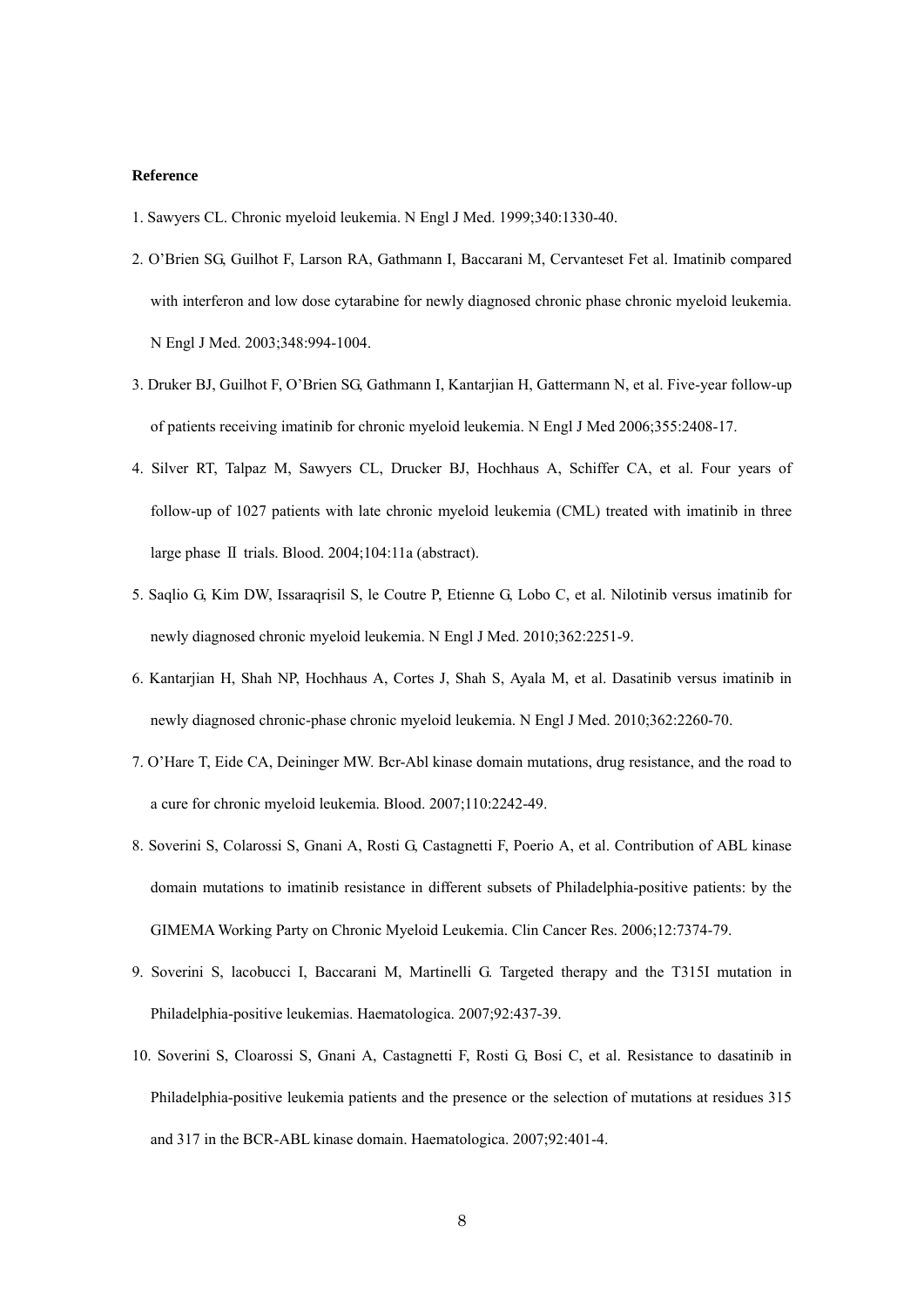**Reference**

1. Sawyers CL. Chronic myeloid leukemia. N Engl J Med. 1999;340:1330-40.
2. O'Brien SG, Guilhot F, Larson RA, Gathmann I, Baccarani M, Cervanteset Fet al. Imatinib compared with interferon and low dose cytarabine for newly diagnosed chronic phase chronic myeloid leukemia. N Engl J Med. 2003;348:994-1004.
3. Druker BJ, Guilhot F, O'Brien SG, Gathmann I, Kantarjian H, Gattermann N, et al. Five-year follow-up of patients receiving imatinib for chronic myeloid leukemia. N Engl J Med 2006;355:2408-17.
4. Silver RT, Talpaz M, Sawyers CL, Drucker BJ, Hochhaus A, Schiffer CA, et al. Four years of follow-up of 1027 patients with late chronic myeloid leukemia (CML) treated with imatinib in three large phase Ⅱ trials. Blood. 2004;104:11a (abstract).
5. Saqlio G, Kim DW, Issaraqrisil S, le Coutre P, Etienne G, Lobo C, et al. Nilotinib versus imatinib for newly diagnosed chronic myeloid leukemia. N Engl J Med. 2010;362:2251-9.
6. Kantarjian H, Shah NP, Hochhaus A, Cortes J, Shah S, Ayala M, et al. Dasatinib versus imatinib in newly diagnosed chronic-phase chronic myeloid leukemia. N Engl J Med. 2010;362:2260-70.
7. O'Hare T, Eide CA, Deininger MW. Bcr-Abl kinase domain mutations, drug resistance, and the road to a cure for chronic myeloid leukemia. Blood. 2007;110:2242-49.
8. Soverini S, Colarossi S, Gnani A, Rosti G, Castagnetti F, Poerio A, et al. Contribution of ABL kinase domain mutations to imatinib resistance in different subsets of Philadelphia-positive patients: by the GIMEMA Working Party on Chronic Myeloid Leukemia. Clin Cancer Res. 2006;12:7374-79.
9. Soverini S, lacobucci I, Baccarani M, Martinelli G. Targeted therapy and the T315I mutation in Philadelphia-positive leukemias. Haematologica. 2007;92:437-39.
10. Soverini S, Cloarossi S, Gnani A, Castagnetti F, Rosti G, Bosi C, et al. Resistance to dasatinib in Philadelphia-positive leukemia patients and the presence or the selection of mutations at residues 315 and 317 in the BCR-ABL kinase domain. Haematologica. 2007;92:401-4.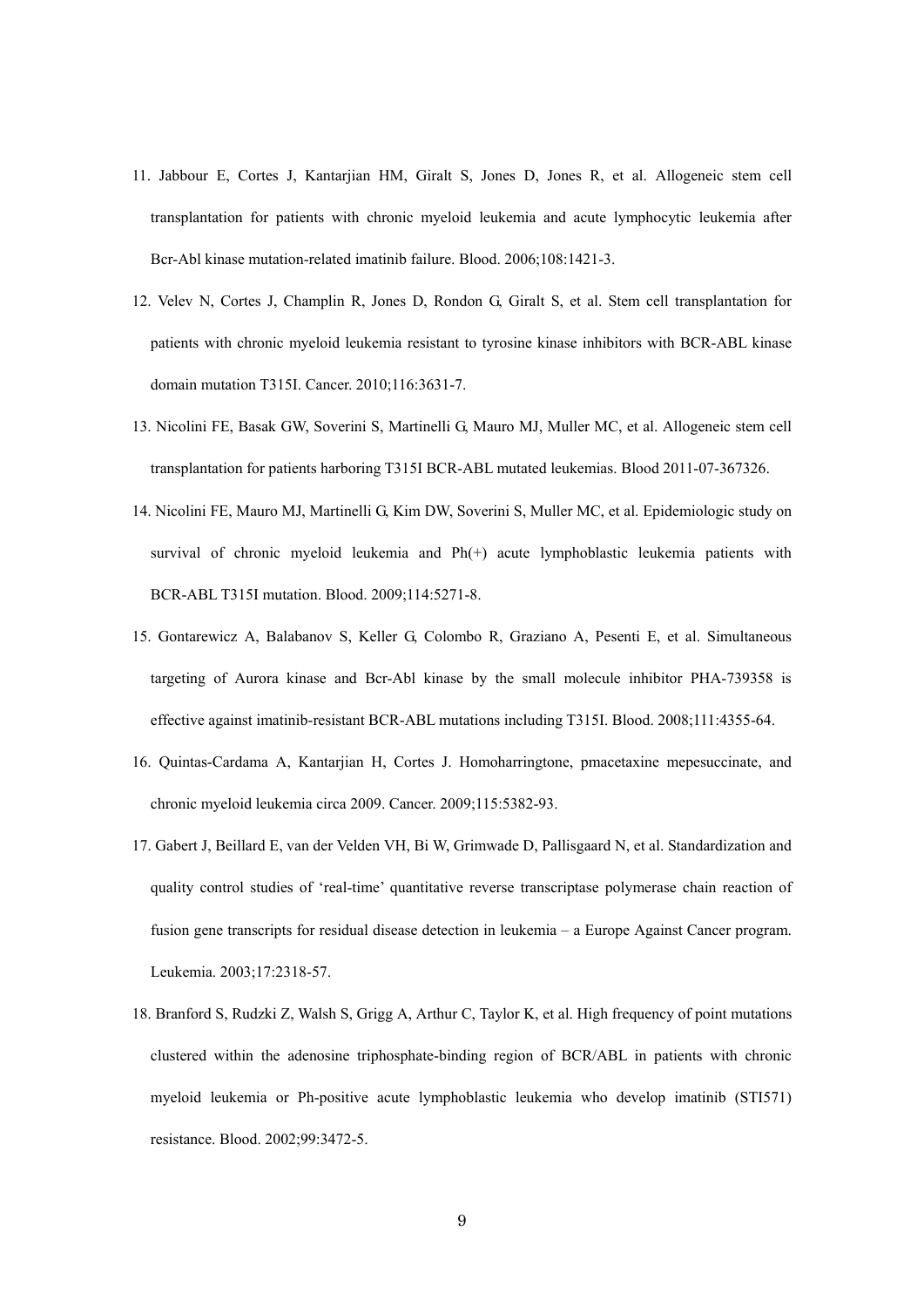11. Jabbour E, Cortes J, Kantarjian HM, Giralt S, Jones D, Jones R, et al. Allogeneic stem cell transplantation for patients with chronic myeloid leukemia and acute lymphocytic leukemia after Bcr-Abl kinase mutation-related imatinib failure. Blood. 2006;108:1421-3.

12. Velev N, Cortes J, Champlin R, Jones D, Rondon G, Giralt S, et al. Stem cell transplantation for patients with chronic myeloid leukemia resistant to tyrosine kinase inhibitors with BCR-ABL kinase domain mutation T315I. Cancer. 2010;116:3631-7.

13. Nicolini FE, Basak GW, Soverini S, Martinelli G, Mauro MJ, Muller MC, et al. Allogeneic stem cell transplantation for patients harboring T315I BCR-ABL mutated leukemias. Blood 2011-07-367326.

14. Nicolini FE, Mauro MJ, Martinelli G, Kim DW, Soverini S, Muller MC, et al. Epidemiologic study on survival of chronic myeloid leukemia and Ph(+) acute lymphoblastic leukemia patients with BCR-ABL T315I mutation. Blood. 2009;114:5271-8.

15. Gontarewicz A, Balabanov S, Keller G, Colombo R, Graziano A, Pesenti E, et al. Simultaneous targeting of Aurora kinase and Bcr-Abl kinase by the small molecule inhibitor PHA-739358 is effective against imatinib-resistant BCR-ABL mutations including T315I. Blood. 2008;111:4355-64.

16. Quintas-Cardama A, Kantarjian H, Cortes J. Homoharringtone, pmacetaxine mepesuccinate, and chronic myeloid leukemia circa 2009. Cancer. 2009;115:5382-93.

17. Gabert J, Beillard E, van der Velden VH, Bi W, Grimwade D, Pallisgaard N, et al. Standardization and quality control studies of 'real-time' quantitative reverse transcriptase polymerase chain reaction of fusion gene transcripts for residual disease detection in leukemia – a Europe Against Cancer program. Leukemia. 2003;17:2318-57.

18. Branford S, Rudzki Z, Walsh S, Grigg A, Arthur C, Taylor K, et al. High frequency of point mutations clustered within the adenosine triphosphate-binding region of BCR/ABL in patients with chronic myeloid leukemia or Ph-positive acute lymphoblastic leukemia who develop imatinib (STI571) resistance. Blood. 2002;99:3472-5.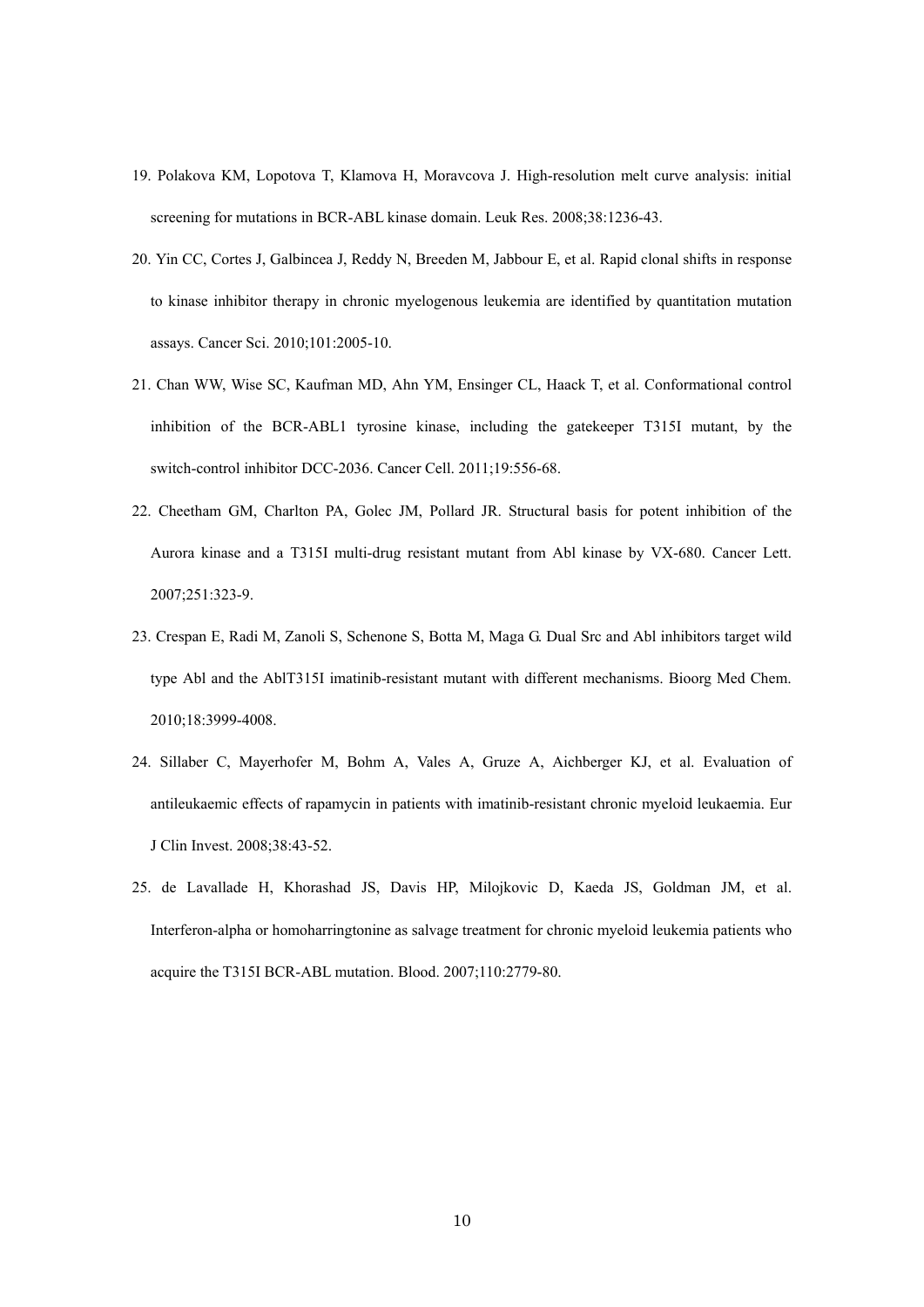19. Polakova KM, Lopotova T, Klamova H, Moravcova J. High-resolution melt curve analysis: initial screening for mutations in BCR-ABL kinase domain. Leuk Res. 2008;38:1236-43.

20. Yin CC, Cortes J, Galbincea J, Reddy N, Breeden M, Jabbour E, et al. Rapid clonal shifts in response to kinase inhibitor therapy in chronic myelogenous leukemia are identified by quantitation mutation assays. Cancer Sci. 2010;101:2005-10.

21. Chan WW, Wise SC, Kaufman MD, Ahn YM, Ensinger CL, Haack T, et al. Conformational control inhibition of the BCR-ABL1 tyrosine kinase, including the gatekeeper T315I mutant, by the switch-control inhibitor DCC-2036. Cancer Cell. 2011;19:556-68.

22. Cheetham GM, Charlton PA, Golec JM, Pollard JR. Structural basis for potent inhibition of the Aurora kinase and a T315I multi-drug resistant mutant from Abl kinase by VX-680. Cancer Lett. 2007;251:323-9.

23. Crespan E, Radi M, Zanoli S, Schenone S, Botta M, Maga G. Dual Src and Abl inhibitors target wild type Abl and the AblT315I imatinib-resistant mutant with different mechanisms. Bioorg Med Chem. 2010;18:3999-4008.

24. Sillaber C, Mayerhofer M, Bohm A, Vales A, Gruze A, Aichberger KJ, et al. Evaluation of antileukaemic effects of rapamycin in patients with imatinib-resistant chronic myeloid leukaemia. Eur J Clin Invest. 2008;38:43-52.

25. de Lavallade H, Khorashad JS, Davis HP, Milojkovic D, Kaeda JS, Goldman JM, et al. Interferon-alpha or homoharringtonine as salvage treatment for chronic myeloid leukemia patients who acquire the T315I BCR-ABL mutation. Blood. 2007;110:2779-80.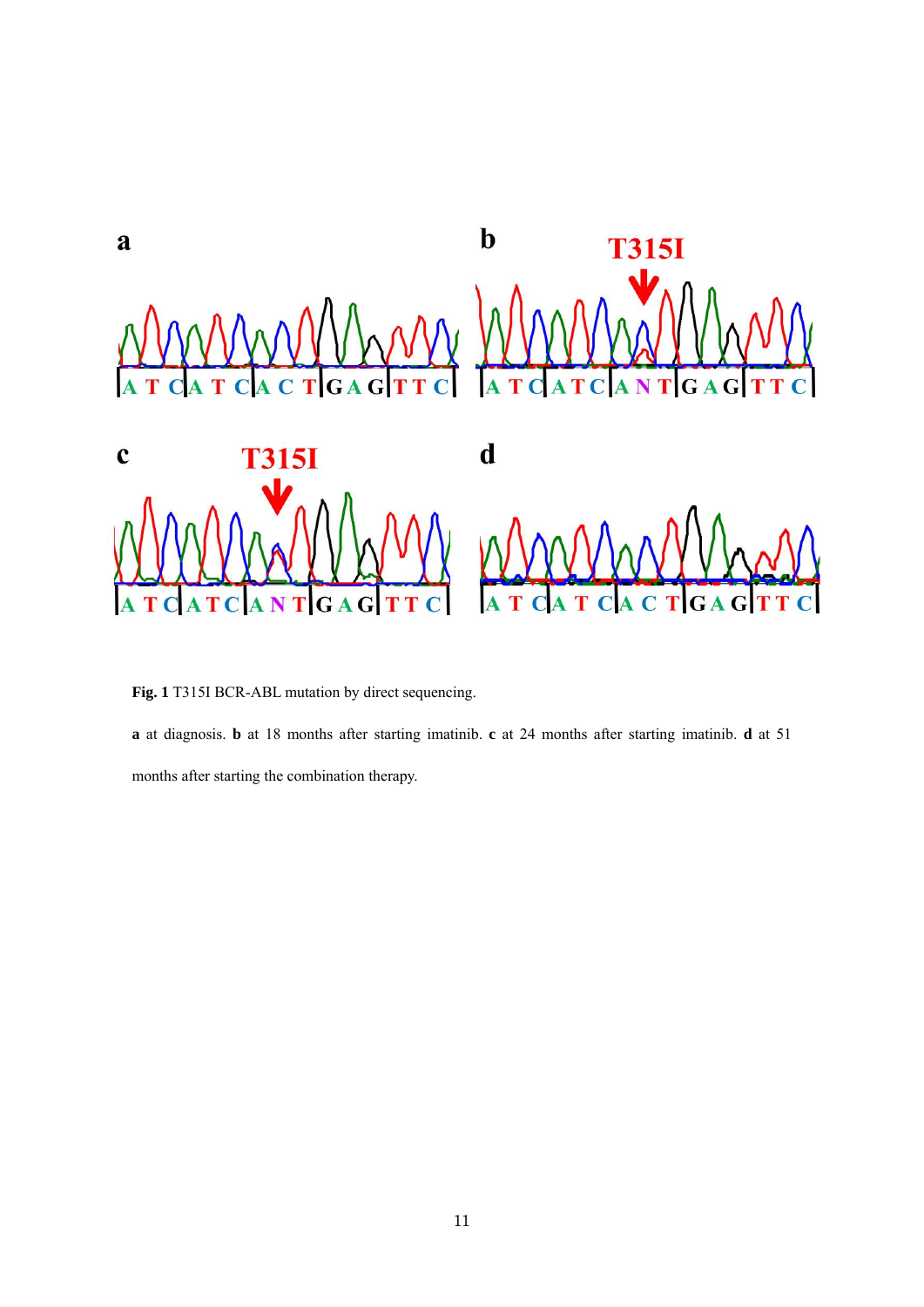**Fig. 1** T315I BCR-ABL mutation by direct sequencing.

**a** at diagnosis. **b** at 18 months after starting imatinib. **c** at 24 months after starting imatinib. **d** at 51 months after starting the combination therapy.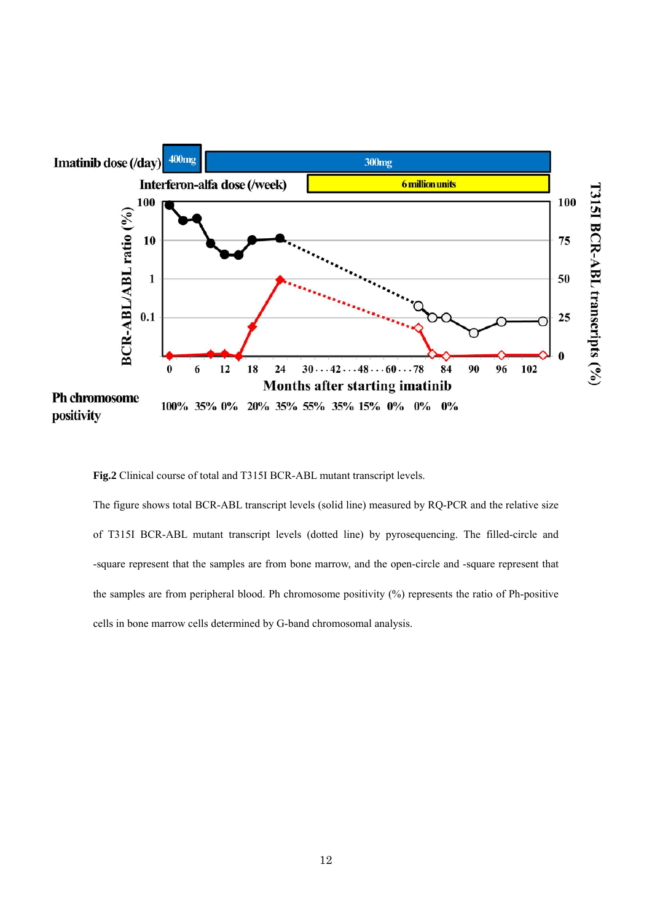Imatinib dose (/day) 400mg 300mg

Interferon-alfa dose (/week) 6 million units

BCR-ABL/ABL ratio (%)

100
10
1
0.1

T315I BCR-ABL transcripts (%)

100
75
50
25
0

0 6 12 18 24 30···42···48···60···78 84 90 96 102

Months after starting imatinib

Ph chromosome positivity

100% 35% 0% 20% 35% 55% 35% 15% 0% 0% 0%

**Fig.2** Clinical course of total and T315I BCR-ABL mutant transcript levels.

The figure shows total BCR-ABL transcript levels (solid line) measured by RQ-PCR and the relative size of T315I BCR-ABL mutant transcript levels (dotted line) by pyrosequencing. The filled-circle and -square represent that the samples are from bone marrow, and the open-circle and -square represent that the samples are from peripheral blood. Ph chromosome positivity (%) represents the ratio of Ph-positive cells in bone marrow cells determined by G-band chromosomal analysis.